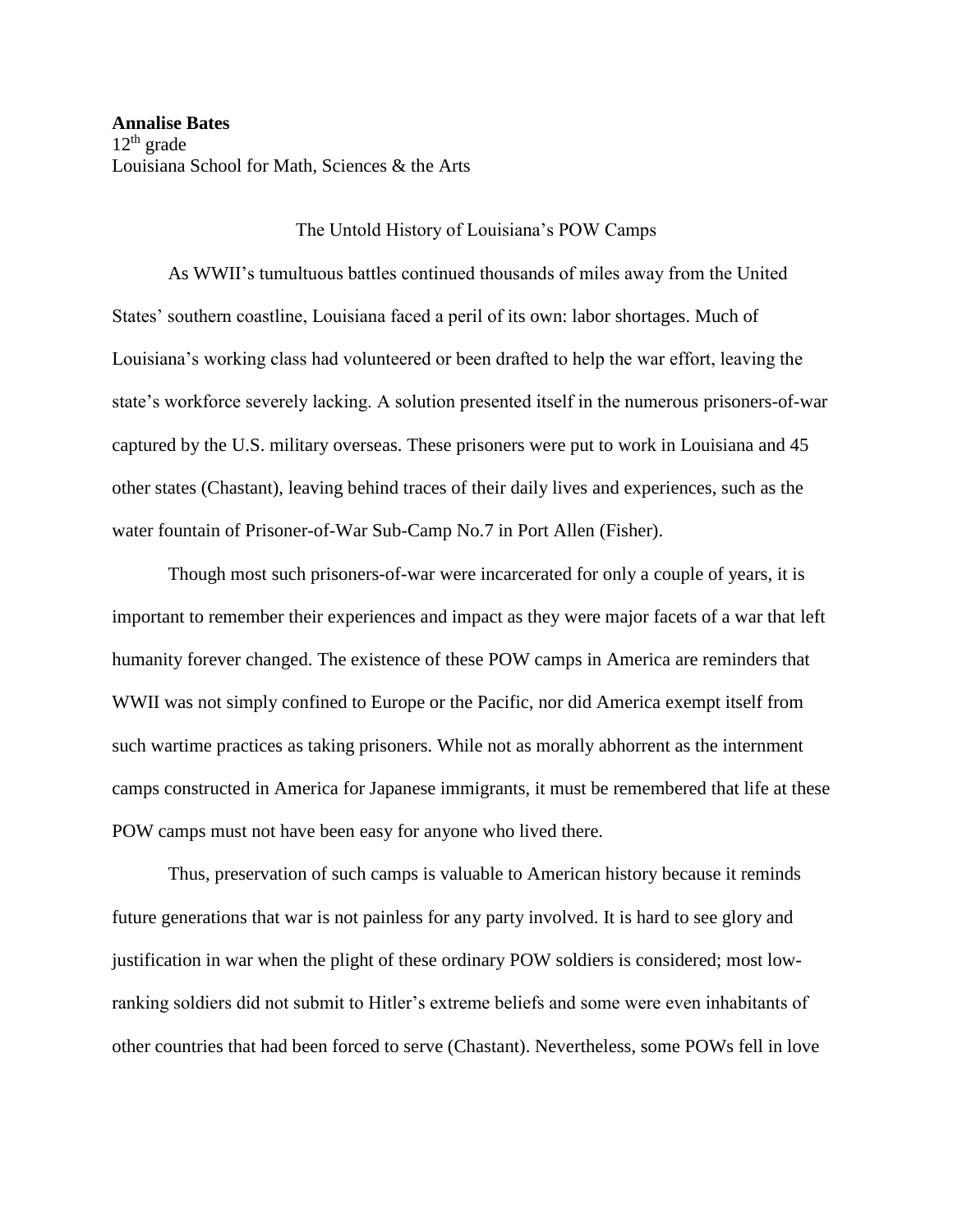**Annalise Bates**  
12th grade  
Louisiana School for Math, Sciences & the Arts

# The Untold History of Louisiana's POW Camps

As WWII's tumultuous battles continued thousands of miles away from the United States' southern coastline, Louisiana faced a peril of its own: labor shortages. Much of Louisiana's working class had volunteered or been drafted to help the war effort, leaving the state's workforce severely lacking. A solution presented itself in the numerous prisoners-of-war captured by the U.S. military overseas. These prisoners were put to work in Louisiana and 45 other states (Chastant), leaving behind traces of their daily lives and experiences, such as the water fountain of Prisoner-of-War Sub-Camp No.7 in Port Allen (Fisher).

Though most such prisoners-of-war were incarcerated for only a couple of years, it is important to remember their experiences and impact as they were major facets of a war that left humanity forever changed. The existence of these POW camps in America are reminders that WWII was not simply confined to Europe or the Pacific, nor did America exempt itself from such wartime practices as taking prisoners. While not as morally abhorrent as the internment camps constructed in America for Japanese immigrants, it must be remembered that life at these POW camps must not have been easy for anyone who lived there.

Thus, preservation of such camps is valuable to American history because it reminds future generations that war is not painless for any party involved. It is hard to see glory and justification in war when the plight of these ordinary POW soldiers is considered; most low-ranking soldiers did not submit to Hitler's extreme beliefs and some were even inhabitants of other countries that had been forced to serve (Chastant). Nevertheless, some POWs fell in love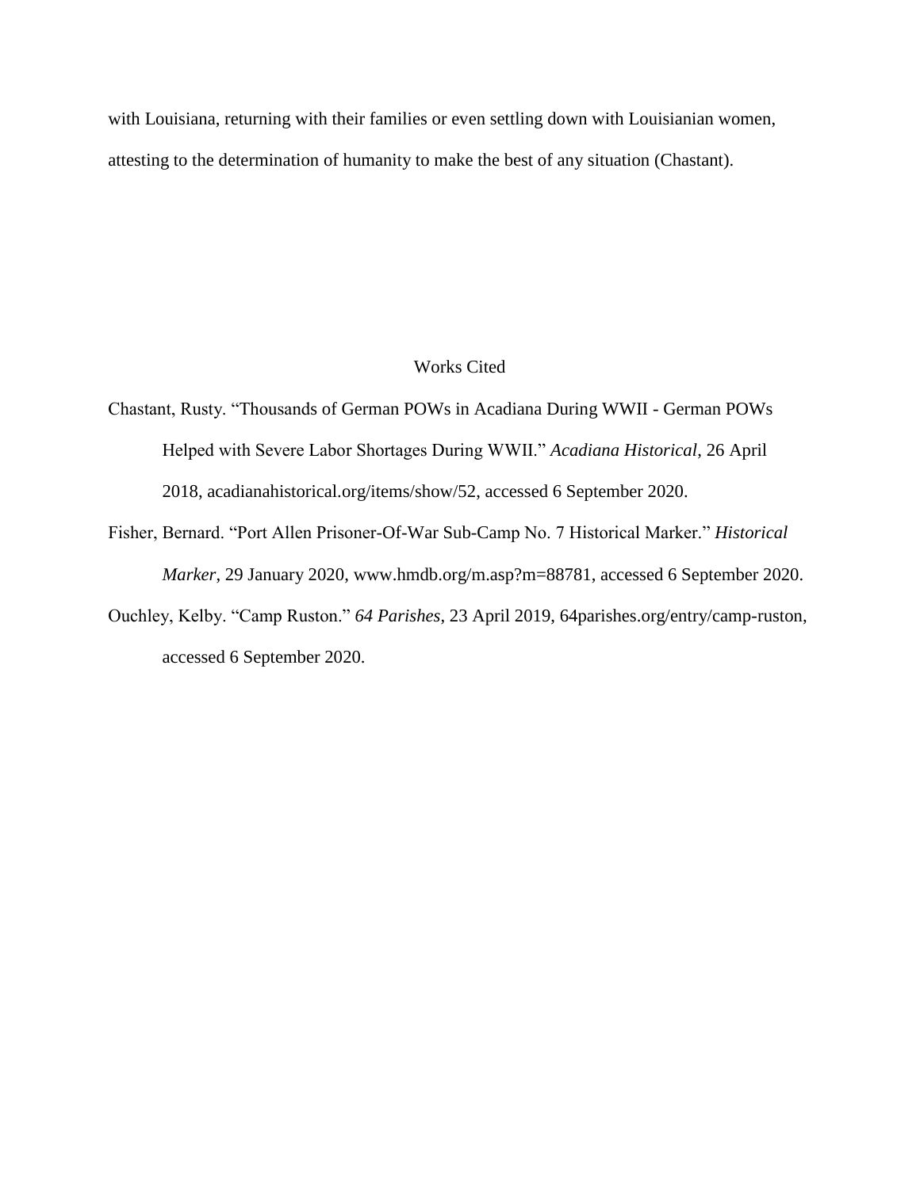with Louisiana, returning with their families or even settling down with Louisianian women, attesting to the determination of humanity to make the best of any situation (Chastant).

## Works Cited

Chastant, Rusty. "Thousands of German POWs in Acadiana During WWII - German POWs Helped with Severe Labor Shortages During WWII." *Acadiana Historical*, 26 April 2018, acadianahistorical.org/items/show/52, accessed 6 September 2020.

Fisher, Bernard. "Port Allen Prisoner-Of-War Sub-Camp No. 7 Historical Marker." *Historical Marker*, 29 January 2020, www.hmdb.org/m.asp?m=88781, accessed 6 September 2020.

Ouchley, Kelby. "Camp Ruston." *64 Parishes*, 23 April 2019, 64parishes.org/entry/camp-ruston, accessed 6 September 2020.